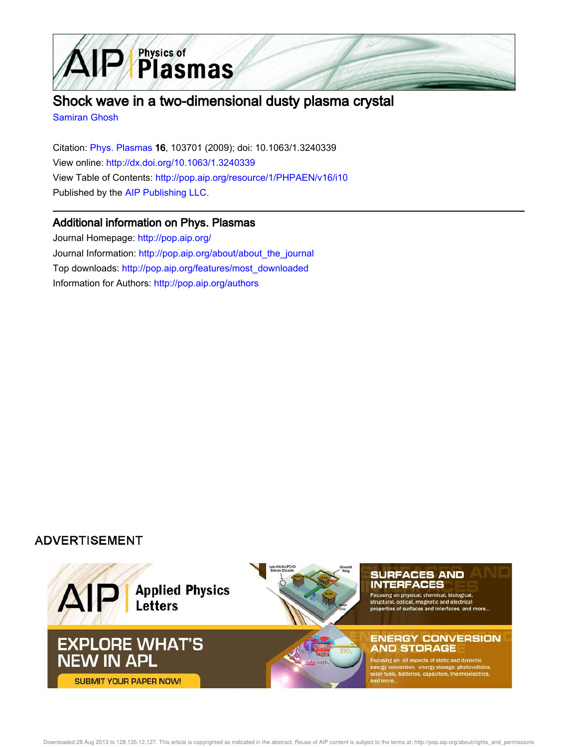# Shock wave in a two-dimensional dusty plasma crystal

Samiran Ghosh

Citation: Phys. Plasmas **16**, 103701 (2009); doi: 10.1063/1.3240339

View online: http://dx.doi.org/10.1063/1.3240339

View Table of Contents: http://pop.aip.org/resource/1/PHPAEN/v16/i10

Published by the AIP Publishing LLC.

## Additional information on Phys. Plasmas

Journal Homepage: http://pop.aip.org/

Journal Information: http://pop.aip.org/about/about_the_journal

Top downloads: http://pop.aip.org/features/most_downloaded

Information for Authors: http://pop.aip.org/authors

ADVERTISEMENT

AIP Applied Physics Letters

EXPLORE WHAT'S NEW IN APL

SUBMIT YOUR PAPER NOW!

SURFACES AND INTERFACES

Focusing on physical, chemical, biological, structural, optical, magnetic and electrical properties of surfaces and interfaces, and more...

ENERGY CONVERSION AND STORAGE

Focusing on all aspects of static and dynamic energy conversion, energy storage, photovoltaics, solar fuels, batteries, capacitors, thermoelectrics, and more...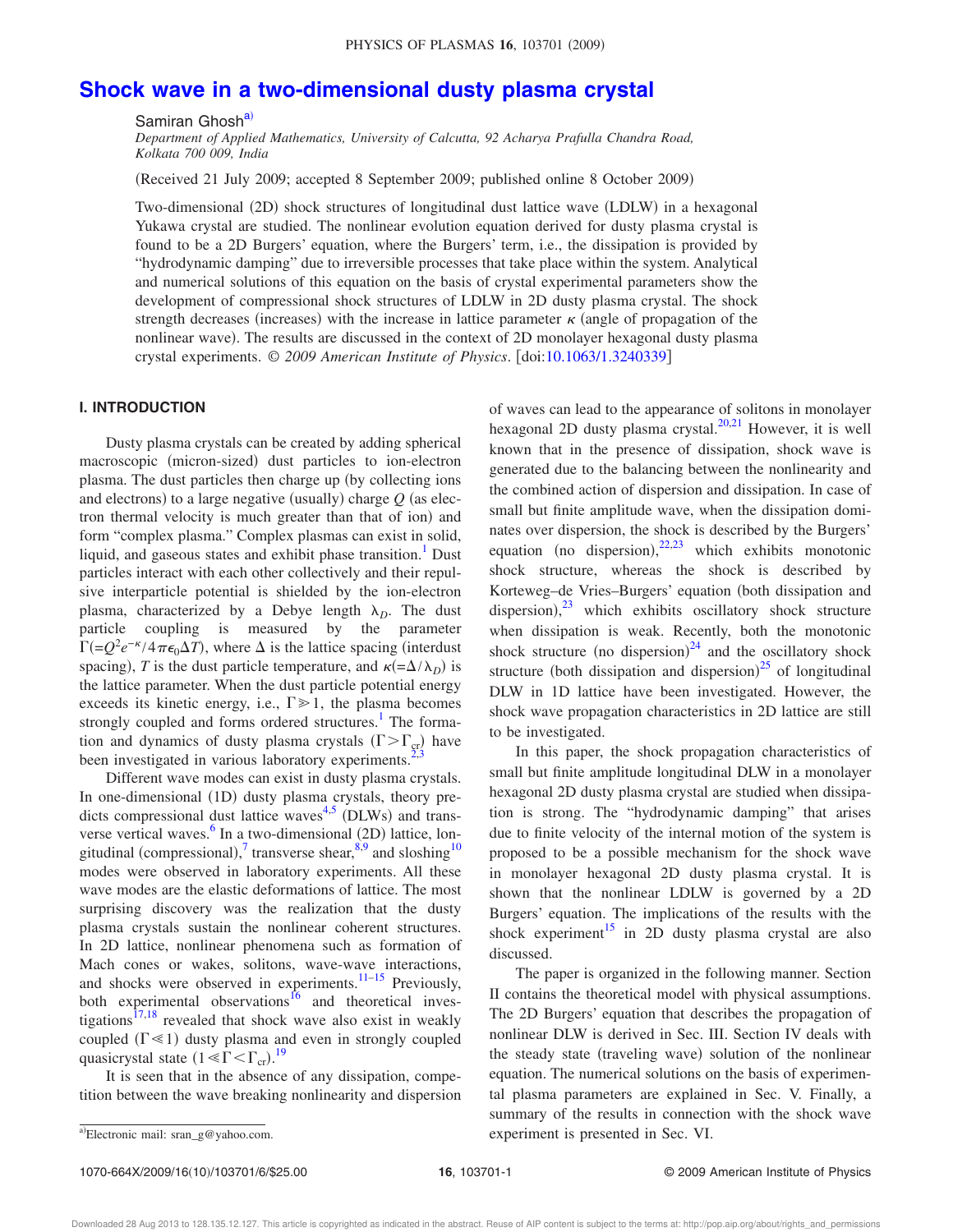# Shock wave in a two-dimensional dusty plasma crystal

Samiran Ghosh[a)]

*Department of Applied Mathematics, University of Calcutta, 92 Acharya Prafulla Chandra Road, Kolkata 700 009, India*

(Received 21 July 2009; accepted 8 September 2009; published online 8 October 2009)

Two-dimensional (2D) shock structures of longitudinal dust lattice wave (LDLW) in a hexagonal Yukawa crystal are studied. The nonlinear evolution equation derived for dusty plasma crystal is found to be a 2D Burgers' equation, where the Burgers' term, i.e., the dissipation is provided by "hydrodynamic damping" due to irreversible processes that take place within the system. Analytical and numerical solutions of this equation on the basis of crystal experimental parameters show the development of compressional shock structures of LDLW in 2D dusty plasma crystal. The shock strength decreases (increases) with the increase in lattice parameter $\kappa$ (angle of propagation of the nonlinear wave). The results are discussed in the context of 2D monolayer hexagonal dusty plasma crystal experiments. *© 2009 American Institute of Physics.* [doi:10.1063/1.3240339]

## I. INTRODUCTION

Dusty plasma crystals can be created by adding spherical macroscopic (micron-sized) dust particles to ion-electron plasma. The dust particles then charge up (by collecting ions and electrons) to a large negative (usually) charge $Q$ (as electron thermal velocity is much greater than that of ion) and form "complex plasma." Complex plasmas can exist in solid, liquid, and gaseous states and exhibit phase transition.[1] Dust particles interact with each other collectively and their repulsive interparticle potential is shielded by the ion-electron plasma, characterized by a Debye length $\lambda_D$. The dust particle coupling is measured by the parameter $\Gamma(=Q^2e^{-\kappa}/4\pi\epsilon_0\Delta T)$, where $\Delta$ is the lattice spacing (interdust spacing), $T$ is the dust particle temperature, and $\kappa(=\Delta/\lambda_D)$ is the lattice parameter. When the dust particle potential energy exceeds its kinetic energy, i.e., $\Gamma \gg 1$, the plasma becomes strongly coupled and forms ordered structures.[1] The formation and dynamics of dusty plasma crystals ($\Gamma > \Gamma_{cr}$) have been investigated in various laboratory experiments.[2,3]

Different wave modes can exist in dusty plasma crystals. In one-dimensional (1D) dusty plasma crystals, theory predicts compressional dust lattice waves[4,5] (DLWs) and transverse vertical waves.[6] In a two-dimensional (2D) lattice, longitudinal (compressional),[7] transverse shear,[8,9] and sloshing[10] modes were observed in laboratory experiments. All these wave modes are the elastic deformations of lattice. The most surprising discovery was the realization that the dusty plasma crystals sustain the nonlinear coherent structures. In 2D lattice, nonlinear phenomena such as formation of Mach cones or wakes, solitons, wave-wave interactions, and shocks were observed in experiments.[11–15] Previously, both experimental observations[16] and theoretical investigations[17,18] revealed that shock wave also exist in weakly coupled ($\Gamma \ll 1$) dusty plasma and even in strongly coupled quasicrystal state ($1 \ll \Gamma < \Gamma_{cr}$).[19]

It is seen that in the absence of any dissipation, competition between the wave breaking nonlinearity and dispersion of waves can lead to the appearance of solitons in monolayer hexagonal 2D dusty plasma crystal.[20,21] However, it is well known that in the presence of dissipation, shock wave is generated due to the balancing between the nonlinearity and the combined action of dispersion and dissipation. In case of small but finite amplitude wave, when the dissipation dominates over dispersion, the shock is described by the Burgers' equation (no dispersion),[22,23] which exhibits monotonic shock structure, whereas the shock is described by Korteweg–de Vries–Burgers' equation (both dissipation and dispersion),[23] which exhibits oscillatory shock structure when dissipation is weak. Recently, both the monotonic shock structure (no dispersion)[24] and the oscillatory shock structure (both dissipation and dispersion)[25] of longitudinal DLW in 1D lattice have been investigated. However, the shock wave propagation characteristics in 2D lattice are still to be investigated.

In this paper, the shock propagation characteristics of small but finite amplitude longitudinal DLW in a monolayer hexagonal 2D dusty plasma crystal are studied when dissipation is strong. The "hydrodynamic damping" that arises due to finite velocity of the internal motion of the system is proposed to be a possible mechanism for the shock wave in monolayer hexagonal 2D dusty plasma crystal. It is shown that the nonlinear LDLW is governed by a 2D Burgers' equation. The implications of the results with the shock experiment[15] in 2D dusty plasma crystal are also discussed.

The paper is organized in the following manner. Section II contains the theoretical model with physical assumptions. The 2D Burgers' equation that describes the propagation of nonlinear DLW is derived in Sec. III. Section IV deals with the steady state (traveling wave) solution of the nonlinear equation. The numerical solutions on the basis of experimental plasma parameters are explained in Sec. V. Finally, a summary of the results in connection with the shock wave experiment is presented in Sec. VI.

[a)]Electronic mail: sran_g@yahoo.com.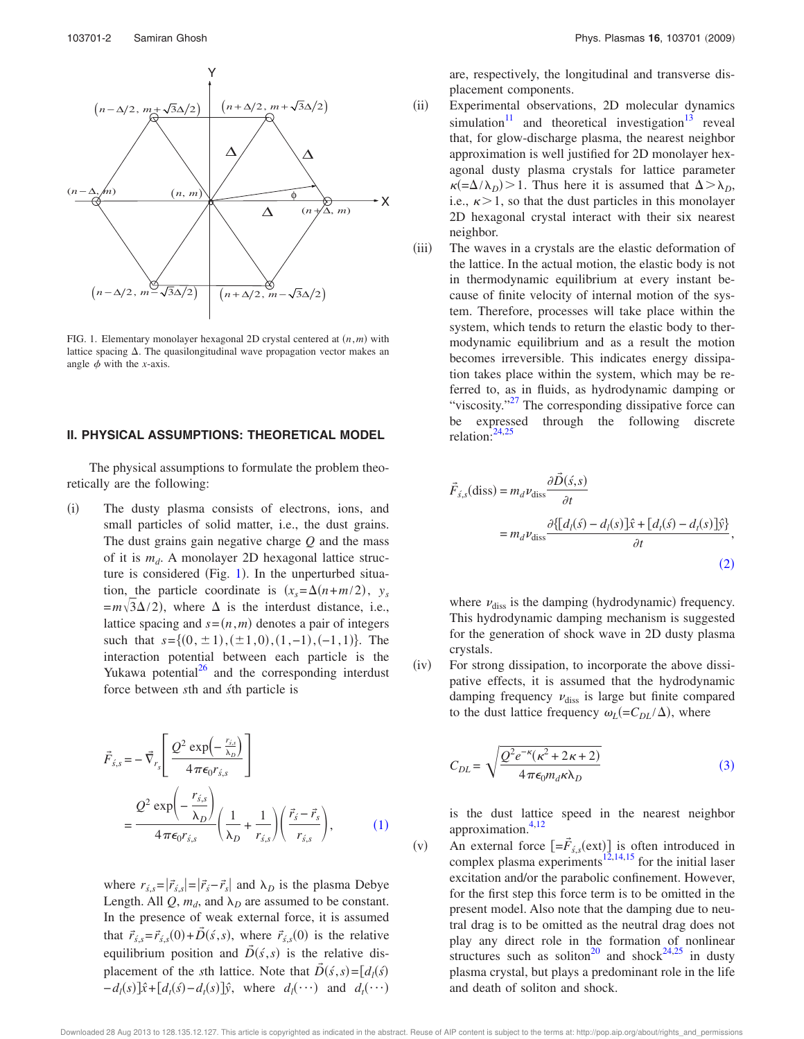FIG. 1. Elementary monolayer hexagonal 2D crystal centered at $(n,m)$ with lattice spacing $\Delta$. The quasilongitudinal wave propagation vector makes an angle $\phi$ with the $x$-axis.

## II. PHYSICAL ASSUMPTIONS: THEORETICAL MODEL

The physical assumptions to formulate the problem theoretically are the following:

(i) The dusty plasma consists of electrons, ions, and small particles of solid matter, i.e., the dust grains. The dust grains gain negative charge $Q$ and the mass of it is $m_d$. A monolayer 2D hexagonal lattice structure is considered (Fig. 1). In the unperturbed situation, the particle coordinate is $(x_s=\Delta(n+m/2),\ y_s=m\sqrt{3}\Delta/2)$, where $\Delta$ is the interdust distance, i.e., lattice spacing and $s=(n,m)$ denotes a pair of integers such that $s=\{(0,\pm 1),(\pm 1,0),(1,-1),(-1,1)\}$. The interaction potential between each particle is the Yukawa potential[26] and the corresponding interdust force between $s$th and $\acute{s}$th particle is

$$\vec{F}_{\acute{s},s}=-\vec{\nabla}_{r_s}\left[\frac{Q^2\exp\left(-\frac{r_{\acute{s},s}}{\lambda_D}\right)}{4\pi\epsilon_0 r_{\acute{s},s}}\right]=\frac{Q^2\exp\left(-\frac{r_{\acute{s},s}}{\lambda_D}\right)}{4\pi\epsilon_0 r_{\acute{s},s}}\left(\frac{1}{\lambda_D}+\frac{1}{r_{\acute{s},s}}\right)\left(\frac{\vec{r}_{\acute{s}}-\vec{r}_s}{r_{\acute{s},s}}\right),\quad (1)$$

where $r_{\acute{s},s}=|\vec{r}_{\acute{s},s}|=|\vec{r}_{\acute{s}}-\vec{r}_s|$ and $\lambda_D$ is the plasma Debye Length. All $Q$, $m_d$, and $\lambda_D$ are assumed to be constant. In the presence of weak external force, it is assumed that $\vec{r}_{\acute{s},s}=\vec{r}_{\acute{s},s}(0)+\vec{D}(\acute{s},s)$, where $\vec{r}_{\acute{s},s}(0)$ is the relative equilibrium position and $\vec{D}(\acute{s},s)$ is the relative displacement of the $s$th lattice. Note that $\vec{D}(\acute{s},s)=[d_l(\acute{s})-d_l(s)]\hat{x}+[d_t(\acute{s})-d_t(s)]\hat{y}$, where $d_l(\cdots)$ and $d_t(\cdots)$ are, respectively, the longitudinal and transverse displacement components.

(ii) Experimental observations, 2D molecular dynamics simulation[11] and theoretical investigation[13] reveal that, for glow-discharge plasma, the nearest neighbor approximation is well justified for 2D monolayer hexagonal dusty plasma crystals for lattice parameter $\kappa(=\Delta/\lambda_D)>1$. Thus here it is assumed that $\Delta>\lambda_D$, i.e., $\kappa>1$, so that the dust particles in this monolayer 2D hexagonal crystal interact with their six nearest neighbor.

(iii) The waves in a crystals are the elastic deformation of the lattice. In the actual motion, the elastic body is not in thermodynamic equilibrium at every instant because of finite velocity of internal motion of the system. Therefore, processes will take place within the system, which tends to return the elastic body to thermodynamic equilibrium and as a result the motion becomes irreversible. This indicates energy dissipation takes place within the system, which may be referred to, as in fluids, as hydrodynamic damping or "viscosity."[27] The corresponding dissipative force can be expressed through the following discrete relation:[24,25]

$$\vec{F}_{\acute{s},s}(\text{diss})=m_d\nu_{\text{diss}}\frac{\partial\vec{D}(\acute{s},s)}{\partial t}=m_d\nu_{\text{diss}}\frac{\partial\{[d_l(\acute{s})-d_l(s)]\hat{x}+[d_t(\acute{s})-d_t(s)]\hat{y}\}}{\partial t},\quad (2)$$

where $\nu_{\text{diss}}$ is the damping (hydrodynamic) frequency. This hydrodynamic damping mechanism is suggested for the generation of shock wave in 2D dusty plasma crystals.

(iv) For strong dissipation, to incorporate the above dissipative effects, it is assumed that the hydrodynamic damping frequency $\nu_{\text{diss}}$ is large but finite compared to the dust lattice frequency $\omega_L(=C_{DL}/\Delta)$, where

$$C_{DL}=\sqrt{\frac{Q^2e^{-\kappa}(\kappa^2+2\kappa+2)}{4\pi\epsilon_0 m_d\kappa\lambda_D}}\quad (3)$$

is the dust lattice speed in the nearest neighbor approximation.[4,12]

(v) An external force $[=\vec{F}_{\acute{s},s}(\text{ext})]$ is often introduced in complex plasma experiments[12,14,15] for the initial laser excitation and/or the parabolic confinement. However, for the first step this force term is to be omitted in the present model. Also note that the damping due to neutral drag is to be omitted as the neutral drag does not play any direct role in the formation of nonlinear structures such as soliton[20] and shock[24,25] in dusty plasma crystal, but plays a predominant role in the life and death of soliton and shock.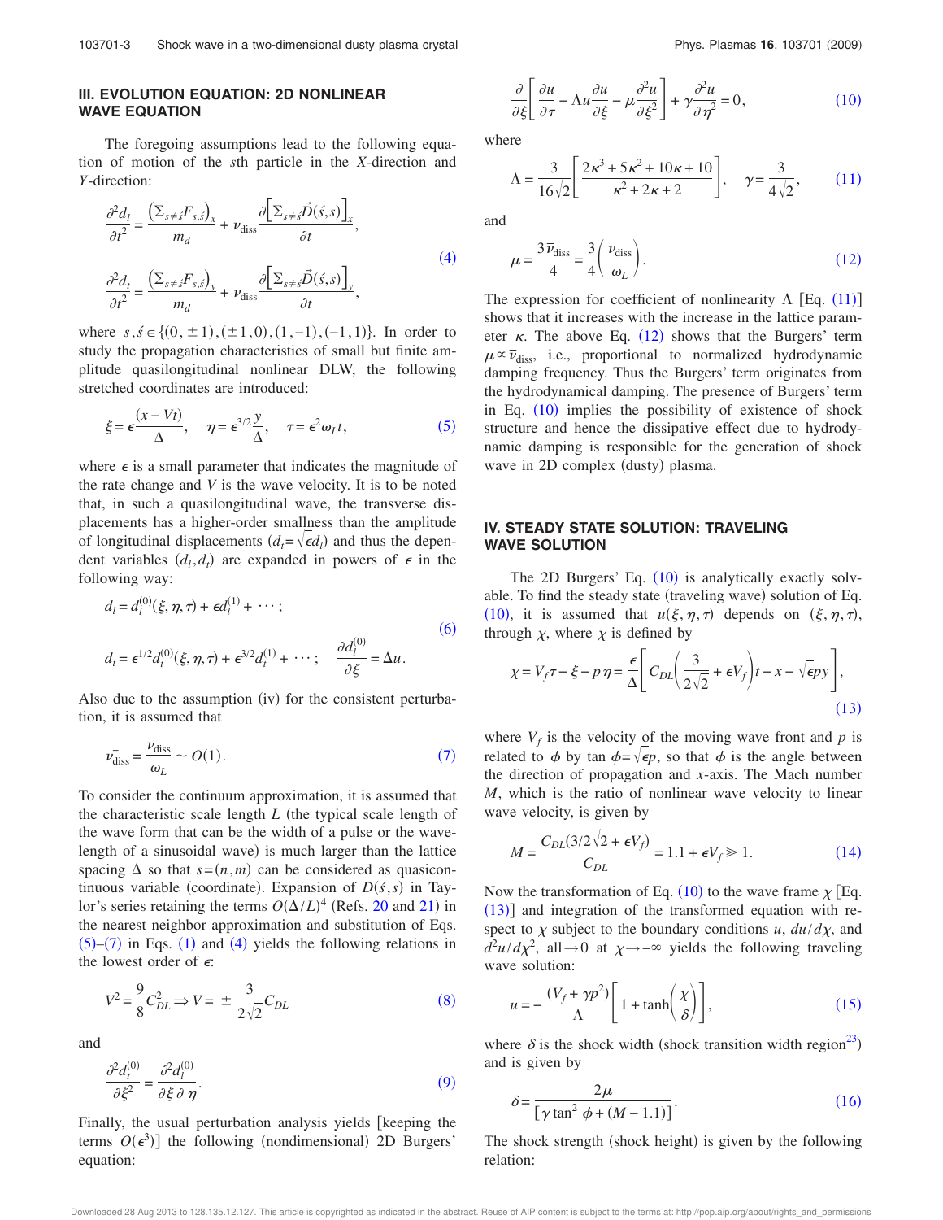## III. EVOLUTION EQUATION: 2D NONLINEAR WAVE EQUATION

The foregoing assumptions lead to the following equation of motion of the $s$th particle in the $X$-direction and $Y$-direction:

$$\frac{\partial^2 d_l}{\partial t^2} = \frac{\left(\Sigma_{s\neq \acute{s}} F_{s,\acute{s}}\right)_x}{m_d} + \nu_{\rm diss}\frac{\partial\left[\Sigma_{s\neq \acute{s}}\vec{D}(\acute{s},s)\right]_x}{\partial t},$$

$$\frac{\partial^2 d_t}{\partial t^2} = \frac{\left(\Sigma_{s\neq \acute{s}} F_{s,\acute{s}}\right)_y}{m_d} + \nu_{\rm diss}\frac{\partial\left[\Sigma_{s\neq \acute{s}}\vec{D}(\acute{s},s)\right]_y}{\partial t}, \tag{4}$$

where $s,\acute{s}\in\{(0,\pm 1),(\pm 1,0),(1,-1),(-1,1)\}$. In order to study the propagation characteristics of small but finite amplitude quasilongitudinal nonlinear DLW, the following stretched coordinates are introduced:

$$\xi = \epsilon\frac{(x-Vt)}{\Delta}, \quad \eta = \epsilon^{3/2}\frac{y}{\Delta}, \quad \tau = \epsilon^2\omega_L t, \tag{5}$$

where $\epsilon$ is a small parameter that indicates the magnitude of the rate change and $V$ is the wave velocity. It is to be noted that, in such a quasilongitudinal wave, the transverse displacements has a higher-order smallness than the amplitude of longitudinal displacements ($d_t=\sqrt{\epsilon}d_l$) and thus the dependent variables $(d_l,d_t)$ are expanded in powers of $\epsilon$ in the following way:

$$d_l = d_l^{(0)}(\xi,\eta,\tau) + \epsilon d_l^{(1)} + \cdots;$$

$$d_t = \epsilon^{1/2}d_t^{(0)}(\xi,\eta,\tau) + \epsilon^{3/2}d_t^{(1)} + \cdots; \quad \frac{\partial d_l^{(0)}}{\partial\xi} = \Delta u. \tag{6}$$

Also due to the assumption (iv) for the consistent perturbation, it is assumed that

$$\bar{\nu_{\rm diss}} = \frac{\nu_{\rm diss}}{\omega_L} \sim O(1). \tag{7}$$

To consider the continuum approximation, it is assumed that the characteristic scale length $L$ (the typical scale length of the wave form that can be the width of a pulse or the wavelength of a sinusoidal wave) is much larger than the lattice spacing $\Delta$ so that $s=(n,m)$ can be considered as quasicontinuous variable (coordinate). Expansion of $D(\acute{s},s)$ in Taylor's series retaining the terms $O(\Delta/L)^4$ (Refs. 20 and 21) in the nearest neighbor approximation and substitution of Eqs. (5)–(7) in Eqs. (1) and (4) yields the following relations in the lowest order of $\epsilon$:

$$V^2 = \frac{9}{8}C_{DL}^2 \Rightarrow V = \pm\frac{3}{2\sqrt{2}}C_{DL} \tag{8}$$

and

$$\frac{\partial^2 d_t^{(0)}}{\partial\xi^2} = \frac{\partial^2 d_l^{(0)}}{\partial\xi\,\partial\eta}. \tag{9}$$

Finally, the usual perturbation analysis yields [keeping the terms $O(\epsilon^3)$] the following (nondimensional) 2D Burgers' equation:

$$\frac{\partial}{\partial\xi}\left[\frac{\partial u}{\partial\tau} - \Lambda u\frac{\partial u}{\partial\xi} - \mu\frac{\partial^2 u}{\partial\xi^2}\right] + \gamma\frac{\partial^2 u}{\partial\eta^2} = 0, \tag{10}$$

where

$$\Lambda = \frac{3}{16\sqrt{2}}\left[\frac{2\kappa^3+5\kappa^2+10\kappa+10}{\kappa^2+2\kappa+2}\right], \quad \gamma = \frac{3}{4\sqrt{2}}, \tag{11}$$

and

$$\mu = \frac{3\bar{\nu}_{\rm diss}}{4} = \frac{3}{4}\left(\frac{\nu_{\rm diss}}{\omega_L}\right). \tag{12}$$

The expression for coefficient of nonlinearity $\Lambda$ [Eq. (11)] shows that it increases with the increase in the lattice parameter $\kappa$. The above Eq. (12) shows that the Burgers' term $\mu\propto\bar{\nu}_{\rm diss}$, i.e., proportional to normalized hydrodynamic damping frequency. Thus the Burgers' term originates from the hydrodynamical damping. The presence of Burgers' term in Eq. (10) implies the possibility of existence of shock structure and hence the dissipative effect due to hydrodynamic damping is responsible for the generation of shock wave in 2D complex (dusty) plasma.

## IV. STEADY STATE SOLUTION: TRAVELING WAVE SOLUTION

The 2D Burgers' Eq. (10) is analytically exactly solvable. To find the steady state (traveling wave) solution of Eq. (10), it is assumed that $u(\xi,\eta,\tau)$ depends on $(\xi,\eta,\tau)$, through $\chi$, where $\chi$ is defined by

$$\chi = V_f\tau - \xi - p\eta = \frac{\epsilon}{\Delta}\left[C_{DL}\left(\frac{3}{2\sqrt{2}}+\epsilon V_f\right)t - x - \sqrt{\epsilon}py\right], \tag{13}$$

where $V_f$ is the velocity of the moving wave front and $p$ is related to $\phi$ by $\tan\phi=\sqrt{\epsilon}p$, so that $\phi$ is the angle between the direction of propagation and $x$-axis. The Mach number $M$, which is the ratio of nonlinear wave velocity to linear wave velocity, is given by

$$M = \frac{C_{DL}(3/2\sqrt{2}+\epsilon V_f)}{C_{DL}} = 1.1 + \epsilon V_f \gg 1. \tag{14}$$

Now the transformation of Eq. (10) to the wave frame $\chi$ [Eq. (13)] and integration of the transformed equation with respect to $\chi$ subject to the boundary conditions $u$, $du/d\chi$, and $d^2u/d\chi^2$, all $\to 0$ at $\chi\to -\infty$ yields the following traveling wave solution:

$$u = -\frac{(V_f+\gamma p^2)}{\Lambda}\left[1+\tanh\left(\frac{\chi}{\delta}\right)\right], \tag{15}$$

where $\delta$ is the shock width (shock transition width region[23]) and is given by

$$\delta = \frac{2\mu}{[\gamma\tan^2\phi + (M-1.1)]}. \tag{16}$$

The shock strength (shock height) is given by the following relation: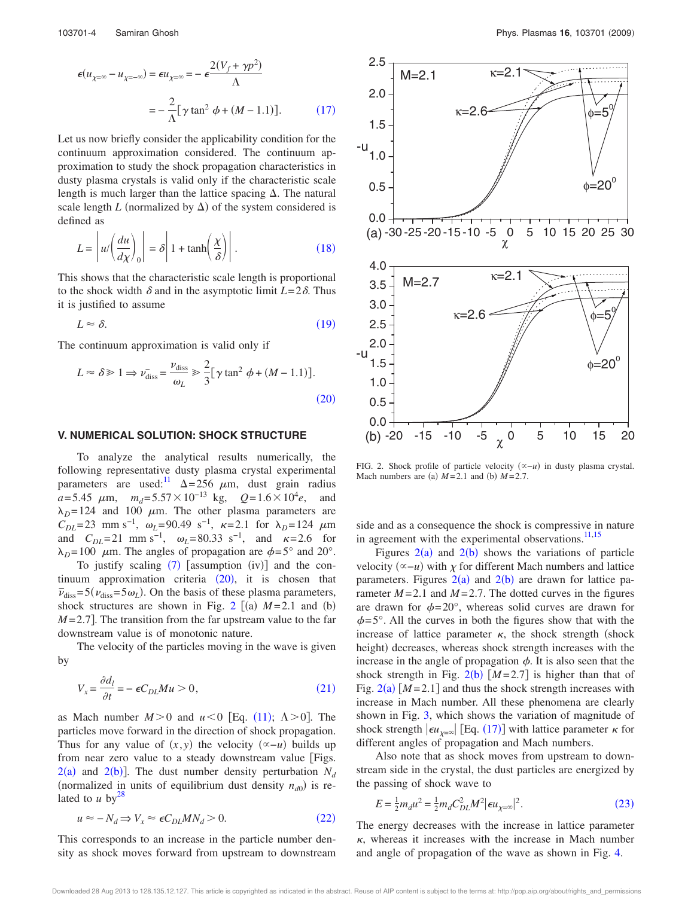$$\epsilon(u_{\chi=\infty} - u_{\chi=-\infty}) = \epsilon u_{\chi=\infty} = -\epsilon \frac{2(V_f + \gamma p^2)}{\Lambda}$$

$$= -\frac{2}{\Lambda}[\gamma \tan^2 \phi + (M - 1.1)]. \tag{17}$$

Let us now briefly consider the applicability condition for the continuum approximation considered. The continuum approximation to study the shock propagation characteristics in dusty plasma crystals is valid only if the characteristic scale length is much larger than the lattice spacing $\Delta$. The natural scale length $L$ (normalized by $\Delta$) of the system considered is defined as

$$L = \left| u \Big/ \left(\frac{du}{d\chi}\right)_0 \right| = \delta \left| 1 + \tanh\left(\frac{\chi}{\delta}\right) \right|. \tag{18}$$

This shows that the characteristic scale length is proportional to the shock width $\delta$ and in the asymptotic limit $L = 2\delta$. Thus it is justified to assume

$$L \approx \delta. \tag{19}$$

The continuum approximation is valid only if

$$L \approx \delta \gg 1 \Rightarrow \bar{\nu}_{\text{diss}} = \frac{\nu_{\text{diss}}}{\omega_L} \gg \frac{2}{3}[\gamma \tan^2 \phi + (M - 1.1)]. \tag{20}$$

## V. NUMERICAL SOLUTION: SHOCK STRUCTURE

To analyze the analytical results numerically, the following representative dusty plasma crystal experimental parameters are used:[11] $\Delta = 256$ $\mu$m, dust grain radius $a = 5.45$ $\mu$m, $m_d = 5.57 \times 10^{-13}$ kg, $Q = 1.6 \times 10^4 e$, and $\lambda_D = 124$ and 100 $\mu$m. The other plasma parameters are $C_{DL} = 23$ mm s$^{-1}$, $\omega_L = 90.49$ s$^{-1}$, $\kappa = 2.1$ for $\lambda_D = 124$ $\mu$m and $C_{DL} = 21$ mm s$^{-1}$, $\omega_L = 80.33$ s$^{-1}$, and $\kappa = 2.6$ for $\lambda_D = 100$ $\mu$m. The angles of propagation are $\phi = 5°$ and $20°$.

To justify scaling (7) [assumption (iv)] and the continuum approximation criteria (20), it is chosen that $\bar{\nu}_{\text{diss}} = 5(\nu_{\text{diss}} = 5\omega_L)$. On the basis of these plasma parameters, shock structures are shown in Fig. 2 [(a) $M = 2.1$ and (b) $M = 2.7$]. The transition from the far upstream value to the far downstream value is of monotonic nature.

The velocity of the particles moving in the wave is given by

$$V_x = \frac{\partial d_l}{\partial t} = -\epsilon C_{DL} M u > 0, \tag{21}$$

as Mach number $M > 0$ and $u < 0$ [Eq. (11); $\Lambda > 0$]. The particles move forward in the direction of shock propagation. Thus for any value of $(x,y)$ the velocity $(\propto -u)$ builds up from near zero value to a steady downstream value [Figs. 2(a) and 2(b)]. The dust number density perturbation $N_d$ (normalized in units of equilibrium dust density $n_{d0}$) is related to $u$ by[28]

$$u \approx -N_d \Rightarrow V_x \approx \epsilon C_{DL} M N_d > 0. \tag{22}$$

This corresponds to an increase in the particle number density as shock moves forward from upstream to downstream side and as a consequence the shock is compressive in nature in agreement with the experimental observations.[11,15]

FIG. 2. Shock profile of particle velocity $(\propto -u)$ in dusty plasma crystal. Mach numbers are (a) $M = 2.1$ and (b) $M = 2.7$.

Figures 2(a) and 2(b) shows the variations of particle velocity $(\propto -u)$ with $\chi$ for different Mach numbers and lattice parameters. Figures 2(a) and 2(b) are drawn for lattice parameter $M = 2.1$ and $M = 2.7$. The dotted curves in the figures are drawn for $\phi = 20°$, whereas solid curves are drawn for $\phi = 5°$. All the curves in both the figures show that with the increase of lattice parameter $\kappa$, the shock strength (shock height) decreases, whereas shock strength increases with the increase in the angle of propagation $\phi$. It is also seen that the shock strength in Fig. 2(b) [$M = 2.7$] is higher than that of Fig. 2(a) [$M = 2.1$] and thus the shock strength increases with increase in Mach number. All these phenomena are clearly shown in Fig. 3, which shows the variation of magnitude of shock strength $|\epsilon u_{\chi=\infty}|$ [Eq. (17)] with lattice parameter $\kappa$ for different angles of propagation and Mach numbers.

Also note that as shock moves from upstream to downstream side in the crystal, the dust particles are energized by the passing of shock wave to

$$E = \tfrac{1}{2} m_d u^2 = \tfrac{1}{2} m_d C_{DL}^2 M^2 |\epsilon u_{\chi=\infty}|^2. \tag{23}$$

The energy decreases with the increase in lattice parameter $\kappa$, whereas it increases with the increase in Mach number and angle of propagation of the wave as shown in Fig. 4.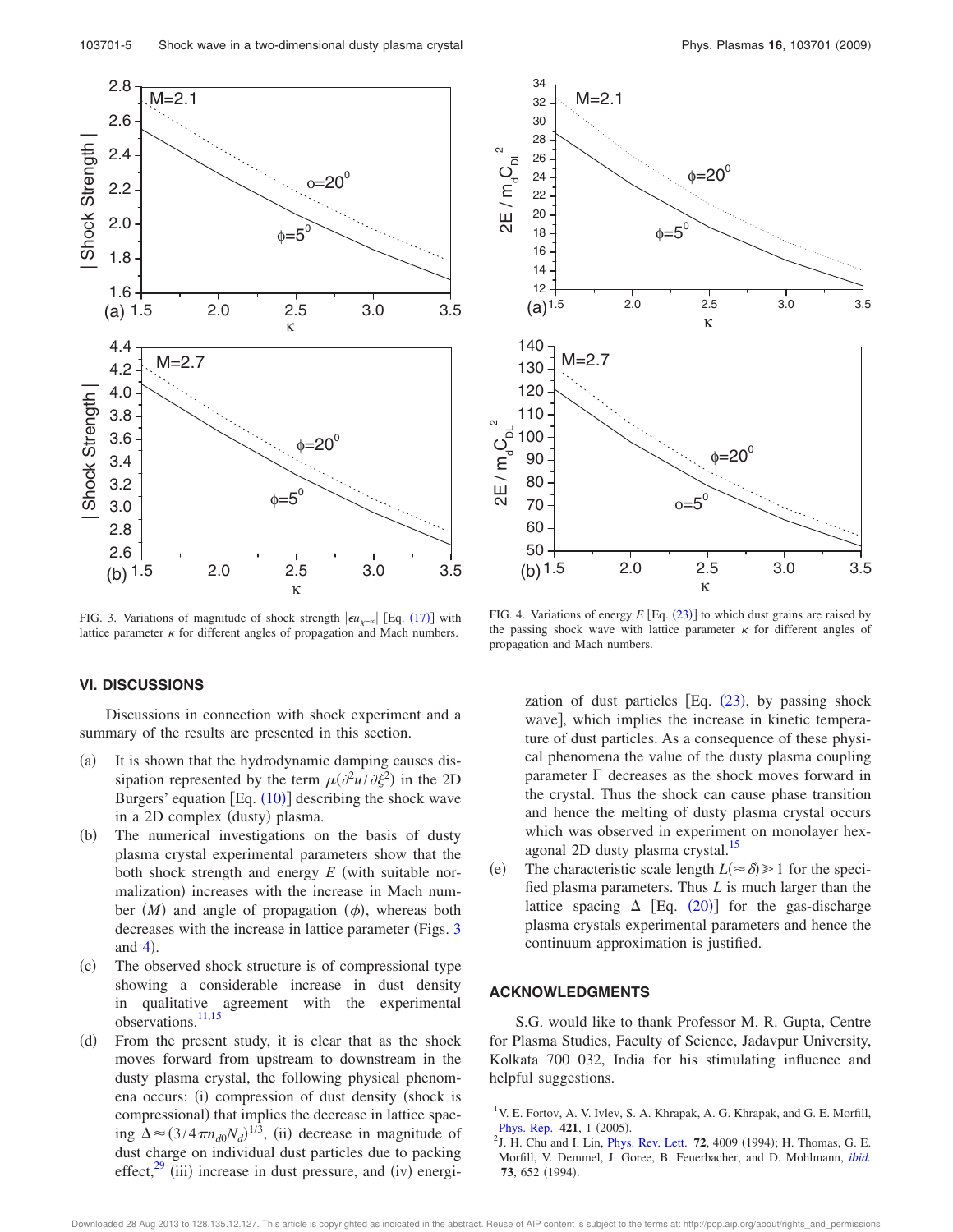FIG. 3. Variations of magnitude of shock strength $|\epsilon u_{\chi=\infty}|$ [Eq. (17)] with lattice parameter $\kappa$ for different angles of propagation and Mach numbers.

FIG. 4. Variations of energy $E$ [Eq. (23)] to which dust grains are raised by the passing shock wave with lattice parameter $\kappa$ for different angles of propagation and Mach numbers.

## VI. DISCUSSIONS

Discussions in connection with shock experiment and a summary of the results are presented in this section.

(a) It is shown that the hydrodynamic damping causes dissipation represented by the term $\mu(\partial^2 u/\partial\xi^2)$ in the 2D Burgers' equation [Eq. (10)] describing the shock wave in a 2D complex (dusty) plasma.

(b) The numerical investigations on the basis of dusty plasma crystal experimental parameters show that the both shock strength and energy $E$ (with suitable normalization) increases with the increase in Mach number ($M$) and angle of propagation ($\phi$), whereas both decreases with the increase in lattice parameter (Figs. 3 and 4).

(c) The observed shock structure is of compressional type showing a considerable increase in dust density in qualitative agreement with the experimental observations.[11,15]

(d) From the present study, it is clear that as the shock moves forward from upstream to downstream in the dusty plasma crystal, the following physical phenomena occurs: (i) compression of dust density (shock is compressional) that implies the decrease in lattice spacing $\Delta \approx (3/4\pi n_{d0}N_d)^{1/3}$, (ii) decrease in magnitude of dust charge on individual dust particles due to packing effect,[29] (iii) increase in dust pressure, and (iv) energization of dust particles [Eq. (23), by passing shock wave], which implies the increase in kinetic temperature of dust particles. As a consequence of these physical phenomena the value of the dusty plasma coupling parameter $\Gamma$ decreases as the shock moves forward in the crystal. Thus the shock can cause phase transition and hence the melting of dusty plasma crystal occurs which was observed in experiment on monolayer hexagonal 2D dusty plasma crystal.[15]

(e) The characteristic scale length $L(\approx\delta) \gg 1$ for the specified plasma parameters. Thus $L$ is much larger than the lattice spacing $\Delta$ [Eq. (20)] for the gas-discharge plasma crystals experimental parameters and hence the continuum approximation is justified.

## ACKNOWLEDGMENTS

S.G. would like to thank Professor M. R. Gupta, Centre for Plasma Studies, Faculty of Science, Jadavpur University, Kolkata 700 032, India for his stimulating influence and helpful suggestions.

[1] V. E. Fortov, A. V. Ivlev, S. A. Khrapak, A. G. Khrapak, and G. E. Morfill, Phys. Rep. **421**, 1 (2005).

[2] J. H. Chu and I. Lin, Phys. Rev. Lett. **72**, 4009 (1994); H. Thomas, G. E. Morfill, V. Demmel, J. Goree, B. Feuerbacher, and D. Mohlmann, *ibid.* **73**, 652 (1994).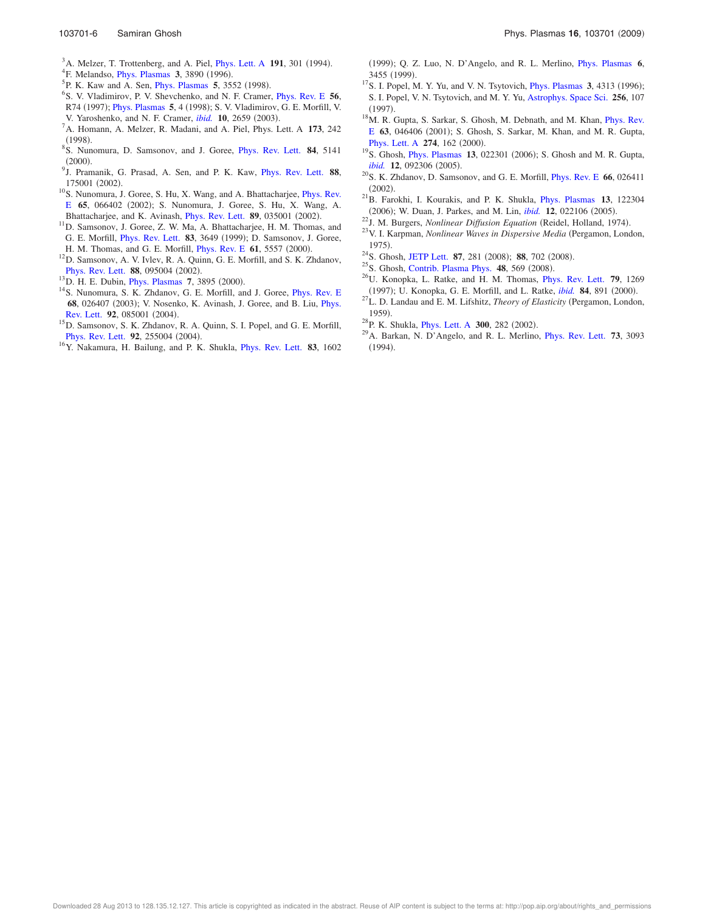[3] A. Melzer, T. Trottenberg, and A. Piel, Phys. Lett. A **191**, 301 (1994).

[4] F. Melandso, Phys. Plasmas **3**, 3890 (1996).

[5] P. K. Kaw and A. Sen, Phys. Plasmas **5**, 3552 (1998).

[6] S. V. Vladimirov, P. V. Shevchenko, and N. F. Cramer, Phys. Rev. E **56**, R74 (1997); Phys. Plasmas **5**, 4 (1998); S. V. Vladimirov, G. E. Morfill, V. V. Yaroshenko, and N. F. Cramer, *ibid.* **10**, 2659 (2003).

[7] A. Homann, A. Melzer, R. Madani, and A. Piel, Phys. Lett. A **173**, 242 (1998).

[8] S. Nunomura, D. Samsonov, and J. Goree, Phys. Rev. Lett. **84**, 5141 (2000).

[9] J. Pramanik, G. Prasad, A. Sen, and P. K. Kaw, Phys. Rev. Lett. **88**, 175001 (2002).

[10] S. Nunomura, J. Goree, S. Hu, X. Wang, and A. Bhattacharjee, Phys. Rev. E **65**, 066402 (2002); S. Nunomura, J. Goree, S. Hu, X. Wang, A. Bhattacharjee, and K. Avinash, Phys. Rev. Lett. **89**, 035001 (2002).

[11] D. Samsonov, J. Goree, Z. W. Ma, A. Bhattacharjee, H. M. Thomas, and G. E. Morfill, Phys. Rev. Lett. **83**, 3649 (1999); D. Samsonov, J. Goree, H. M. Thomas, and G. E. Morfill, Phys. Rev. E **61**, 5557 (2000).

[12] D. Samsonov, A. V. Ivlev, R. A. Quinn, G. E. Morfill, and S. K. Zhdanov, Phys. Rev. Lett. **88**, 095004 (2002).

[13] D. H. E. Dubin, Phys. Plasmas **7**, 3895 (2000).

[14] S. Nunomura, S. K. Zhdanov, G. E. Morfill, and J. Goree, Phys. Rev. E **68**, 026407 (2003); V. Nosenko, K. Avinash, J. Goree, and B. Liu, Phys. Rev. Lett. **92**, 085001 (2004).

[15] D. Samsonov, S. K. Zhdanov, R. A. Quinn, S. I. Popel, and G. E. Morfill, Phys. Rev. Lett. **92**, 255004 (2004).

[16] Y. Nakamura, H. Bailung, and P. K. Shukla, Phys. Rev. Lett. **83**, 1602 (1999); Q. Z. Luo, N. D'Angelo, and R. L. Merlino, Phys. Plasmas **6**, 3455 (1999).

[17] S. I. Popel, M. Y. Yu, and V. N. Tsytovich, Phys. Plasmas **3**, 4313 (1996); S. I. Popel, V. N. Tsytovich, and M. Y. Yu, Astrophys. Space Sci. **256**, 107 (1997).

[18] M. R. Gupta, S. Sarkar, S. Ghosh, M. Debnath, and M. Khan, Phys. Rev. E **63**, 046406 (2001); S. Ghosh, S. Sarkar, M. Khan, and M. R. Gupta, Phys. Lett. A **274**, 162 (2000).

[19] S. Ghosh, Phys. Plasmas **13**, 022301 (2006); S. Ghosh and M. R. Gupta, *ibid.* **12**, 092306 (2005).

[20] S. K. Zhdanov, D. Samsonov, and G. E. Morfill, Phys. Rev. E **66**, 026411 (2002).

[21] B. Farokhi, I. Kourakis, and P. K. Shukla, Phys. Plasmas **13**, 122304 (2006); W. Duan, J. Parkes, and M. Lin, *ibid.* **12**, 022106 (2005).

[22] J. M. Burgers, *Nonlinear Diffusion Equation* (Reidel, Holland, 1974).

[23] V. I. Karpman, *Nonlinear Waves in Dispersive Media* (Pergamon, London, 1975).

[24] S. Ghosh, JETP Lett. **87**, 281 (2008); **88**, 702 (2008).

[25] S. Ghosh, Contrib. Plasma Phys. **48**, 569 (2008).

[26] U. Konopka, L. Ratke, and H. M. Thomas, Phys. Rev. Lett. **79**, 1269 (1997); U. Konopka, G. E. Morfill, and L. Ratke, *ibid.* **84**, 891 (2000).

[27] L. D. Landau and E. M. Lifshitz, *Theory of Elasticity* (Pergamon, London, 1959).

[28] P. K. Shukla, Phys. Lett. A **300**, 282 (2002).

[29] A. Barkan, N. D'Angelo, and R. L. Merlino, Phys. Rev. Lett. **73**, 3093 (1994).